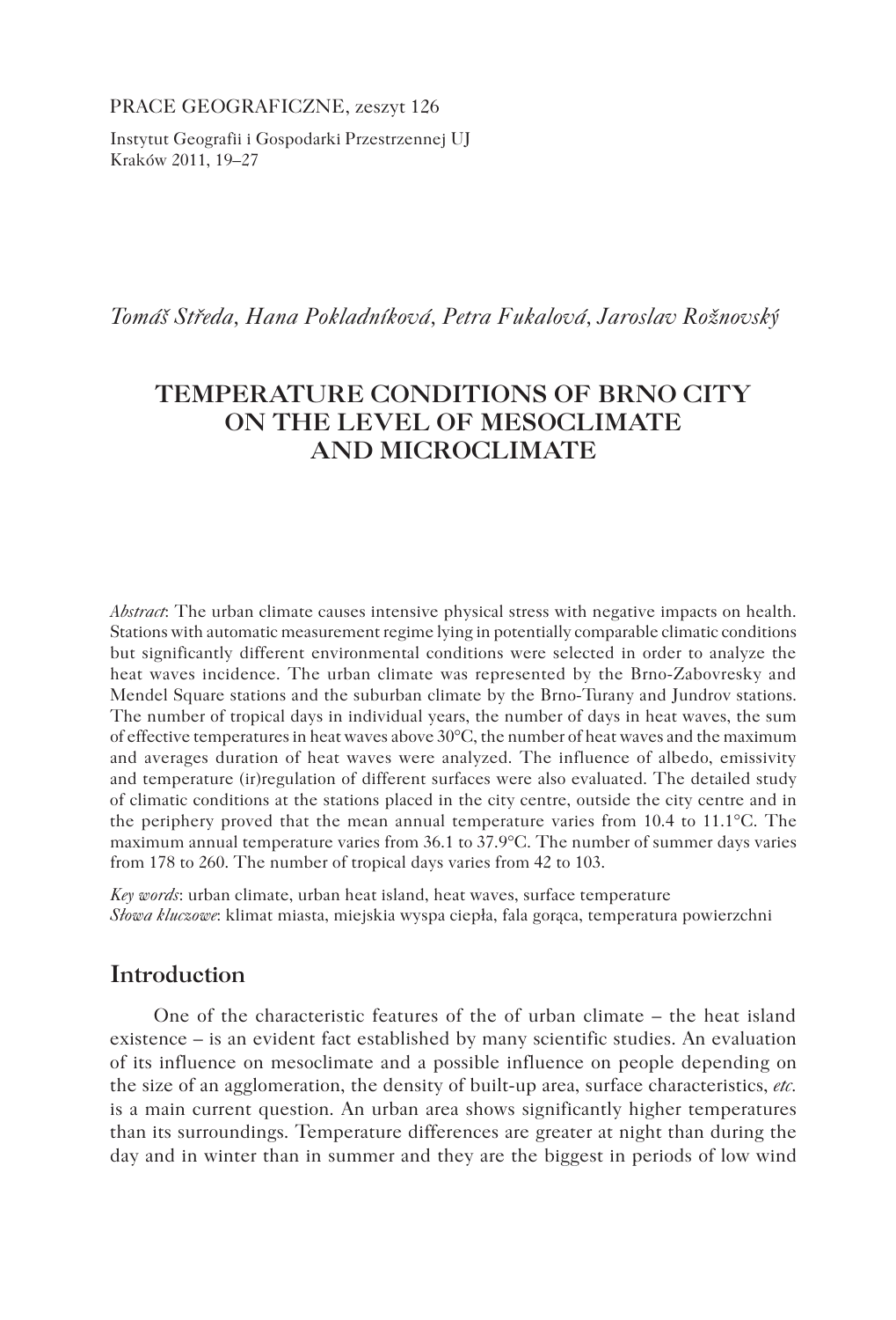PRACE GEOGRAFICZNE, zeszyt 126

Instytut Geografii i Gospodarki Przestrzennej UJ
Kraków 2011, 19–27

*Tomáš Středa, Hana Pokladníková, Petra Fukalová, Jaroslav Rožnovský*

# TEMPERATURE CONDITIONS OF BRNO CITY ON THE LEVEL OF MESOCLIMATE AND MICROCLIMATE

*Abstract*: The urban climate causes intensive physical stress with negative impacts on health. Stations with automatic measurement regime lying in potentially comparable climatic conditions but significantly different environmental conditions were selected in order to analyze the heat waves incidence. The urban climate was represented by the Brno-Zabovresky and Mendel Square stations and the suburban climate by the Brno-Turany and Jundrov stations. The number of tropical days in individual years, the number of days in heat waves, the sum of effective temperatures in heat waves above 30°C, the number of heat waves and the maximum and averages duration of heat waves were analyzed. The influence of albedo, emissivity and temperature (ir)regulation of different surfaces were also evaluated. The detailed study of climatic conditions at the stations placed in the city centre, outside the city centre and in the periphery proved that the mean annual temperature varies from 10.4 to 11.1°C. The maximum annual temperature varies from 36.1 to 37.9°C. The number of summer days varies from 178 to 260. The number of tropical days varies from 42 to 103.

*Key words*: urban climate, urban heat island, heat waves, surface temperature
*Słowa kluczowe*: klimat miasta, miejska wyspa ciepła, fala gorąca, temperatura powierzchni

## Introduction

One of the characteristic features of the of urban climate – the heat island existence – is an evident fact established by many scientific studies. An evaluation of its influence on mesoclimate and a possible influence on people depending on the size of an agglomeration, the density of built-up area, surface characteristics, *etc.* is a main current question. An urban area shows significantly higher temperatures than its surroundings. Temperature differences are greater at night than during the day and in winter than in summer and they are the biggest in periods of low wind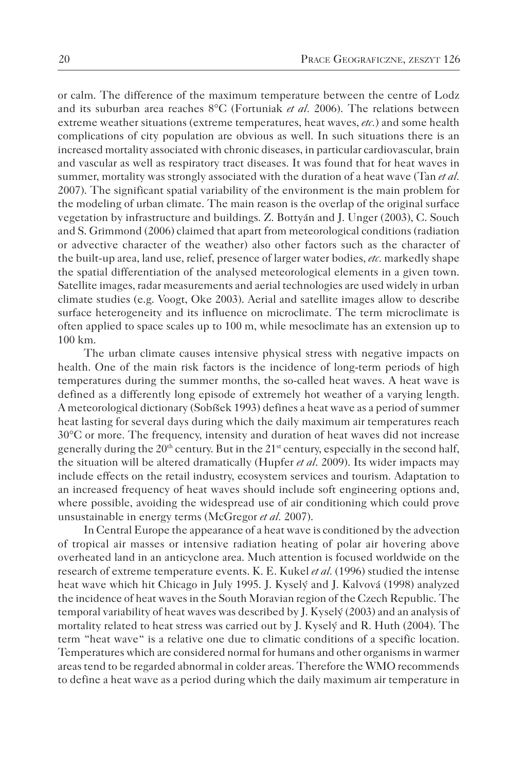or calm. The difference of the maximum temperature between the centre of Lodz and its suburban area reaches 8°C (Fortuniak *et al.* 2006). The relations between extreme weather situations (extreme temperatures, heat waves, *etc.*) and some health complications of city population are obvious as well. In such situations there is an increased mortality associated with chronic diseases, in particular cardiovascular, brain and vascular as well as respiratory tract diseases. It was found that for heat waves in summer, mortality was strongly associated with the duration of a heat wave (Tan *et al.* 2007). The significant spatial variability of the environment is the main problem for the modeling of urban climate. The main reason is the overlap of the original surface vegetation by infrastructure and buildings. Z. Bottyán and J. Unger (2003), C. Souch and S. Grimmond (2006) claimed that apart from meteorological conditions (radiation or advective character of the weather) also other factors such as the character of the built-up area, land use, relief, presence of larger water bodies, *etc.* markedly shape the spatial differentiation of the analysed meteorological elements in a given town. Satellite images, radar measurements and aerial technologies are used widely in urban climate studies (e.g. Voogt, Oke 2003). Aerial and satellite images allow to describe surface heterogeneity and its influence on microclimate. The term microclimate is often applied to space scales up to 100 m, while mesoclimate has an extension up to 100 km.

The urban climate causes intensive physical stress with negative impacts on health. One of the main risk factors is the incidence of long-term periods of high temperatures during the summer months, the so-called heat waves. A heat wave is defined as a differently long episode of extremely hot weather of a varying length. A meteorological dictionary (Sobíšek 1993) defines a heat wave as a period of summer heat lasting for several days during which the daily maximum air temperatures reach 30°C or more. The frequency, intensity and duration of heat waves did not increase generally during the 20th century. But in the 21st century, especially in the second half, the situation will be altered dramatically (Hupfer *et al.* 2009). Its wider impacts may include effects on the retail industry, ecosystem services and tourism. Adaptation to an increased frequency of heat waves should include soft engineering options and, where possible, avoiding the widespread use of air conditioning which could prove unsustainable in energy terms (McGregor *et al.* 2007).

In Central Europe the appearance of a heat wave is conditioned by the advection of tropical air masses or intensive radiation heating of polar air hovering above overheated land in an anticyclone area. Much attention is focused worldwide on the research of extreme temperature events. K. E. Kukel *et al.* (1996) studied the intense heat wave which hit Chicago in July 1995. J. Kyselý and J. Kalvová (1998) analyzed the incidence of heat waves in the South Moravian region of the Czech Republic. The temporal variability of heat waves was described by J. Kyselý (2003) and an analysis of mortality related to heat stress was carried out by J. Kyselý and R. Huth (2004). The term "heat wave" is a relative one due to climatic conditions of a specific location. Temperatures which are considered normal for humans and other organisms in warmer areas tend to be regarded abnormal in colder areas. Therefore the WMO recommends to define a heat wave as a period during which the daily maximum air temperature in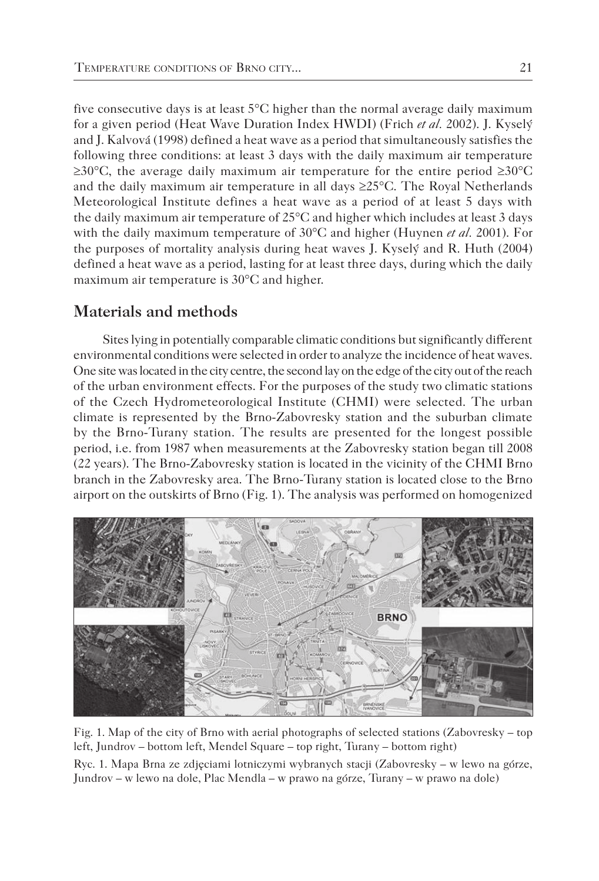five consecutive days is at least 5°C higher than the normal average daily maximum for a given period (Heat Wave Duration Index HWDI) (Frich *et al.* 2002). J. Kyselý and J. Kalvová (1998) defined a heat wave as a period that simultaneously satisfies the following three conditions: at least 3 days with the daily maximum air temperature ≥30°C, the average daily maximum air temperature for the entire period ≥30°C and the daily maximum air temperature in all days ≥25°C. The Royal Netherlands Meteorological Institute defines a heat wave as a period of at least 5 days with the daily maximum air temperature of 25°C and higher which includes at least 3 days with the daily maximum temperature of 30°C and higher (Huynen *et al.* 2001). For the purposes of mortality analysis during heat waves J. Kyselý and R. Huth (2004) defined a heat wave as a period, lasting for at least three days, during which the daily maximum air temperature is 30°C and higher.

## Materials and methods

Sites lying in potentially comparable climatic conditions but significantly different environmental conditions were selected in order to analyze the incidence of heat waves. One site was located in the city centre, the second lay on the edge of the city out of the reach of the urban environment effects. For the purposes of the study two climatic stations of the Czech Hydrometeorological Institute (CHMI) were selected. The urban climate is represented by the Brno-Zabovresky station and the suburban climate by the Brno-Turany station. The results are presented for the longest possible period, i.e. from 1987 when measurements at the Zabovresky station began till 2008 (22 years). The Brno-Zabovresky station is located in the vicinity of the CHMI Brno branch in the Zabovresky area. The Brno-Turany station is located close to the Brno airport on the outskirts of Brno (Fig. 1). The analysis was performed on homogenized

Fig. 1. Map of the city of Brno with aerial photographs of selected stations (Zabovresky – top left, Jundrov – bottom left, Mendel Square – top right, Turany – bottom right)

Ryc. 1. Mapa Brna ze zdjęciami lotniczymi wybranych stacji (Zabovresky – w lewo na górze, Jundrov – w lewo na dole, Plac Mendla – w prawo na górze, Turany – w prawo na dole)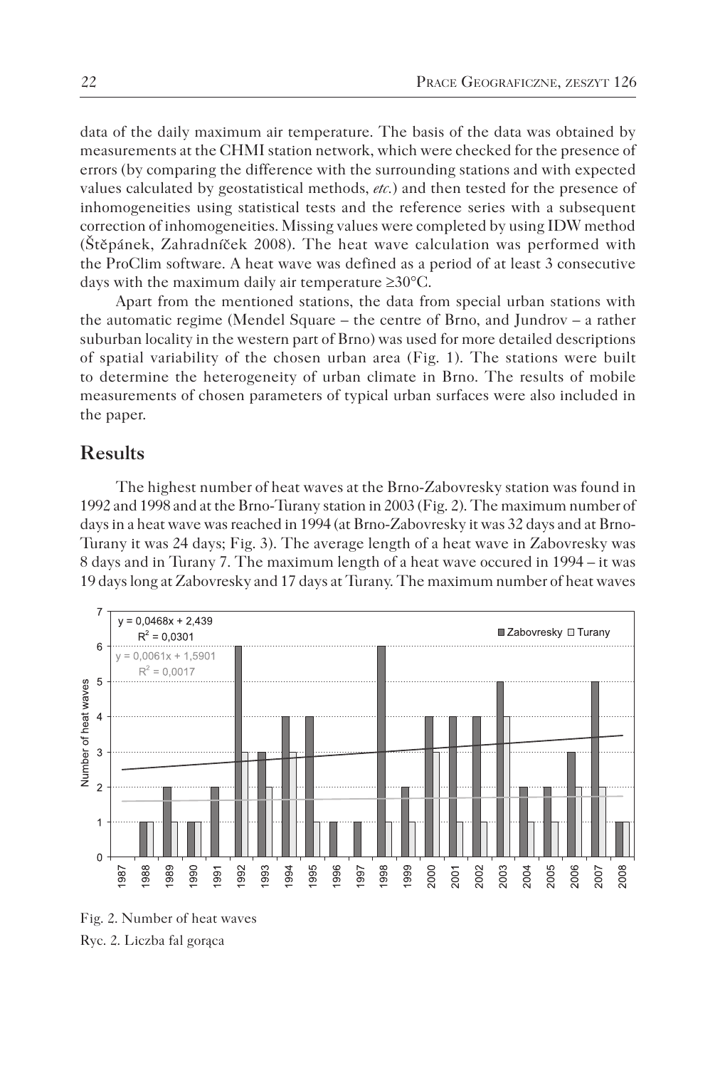data of the daily maximum air temperature. The basis of the data was obtained by measurements at the CHMI station network, which were checked for the presence of errors (by comparing the difference with the surrounding stations and with expected values calculated by geostatistical methods, *etc.*) and then tested for the presence of inhomogeneities using statistical tests and the reference series with a subsequent correction of inhomogeneities. Missing values were completed by using IDW method (Štěpánek, Zahradníček 2008). The heat wave calculation was performed with the ProClim software. A heat wave was defined as a period of at least 3 consecutive days with the maximum daily air temperature ≥30°C.

Apart from the mentioned stations, the data from special urban stations with the automatic regime (Mendel Square – the centre of Brno, and Jundrov – a rather suburban locality in the western part of Brno) was used for more detailed descriptions of spatial variability of the chosen urban area (Fig. 1). The stations were built to determine the heterogeneity of urban climate in Brno. The results of mobile measurements of chosen parameters of typical urban surfaces were also included in the paper.

## Results

The highest number of heat waves at the Brno-Zabovresky station was found in 1992 and 1998 and at the Brno-Turany station in 2003 (Fig. 2). The maximum number of days in a heat wave was reached in 1994 (at Brno-Zabovresky it was 32 days and at Brno-Turany it was 24 days; Fig. 3). The average length of a heat wave in Zabovresky was 8 days and in Turany 7. The maximum length of a heat wave occured in 1994 – it was 19 days long at Zabovresky and 17 days at Turany. The maximum number of heat waves

Fig. 2. Number of heat waves

Ryc. 2. Liczba fal gorąca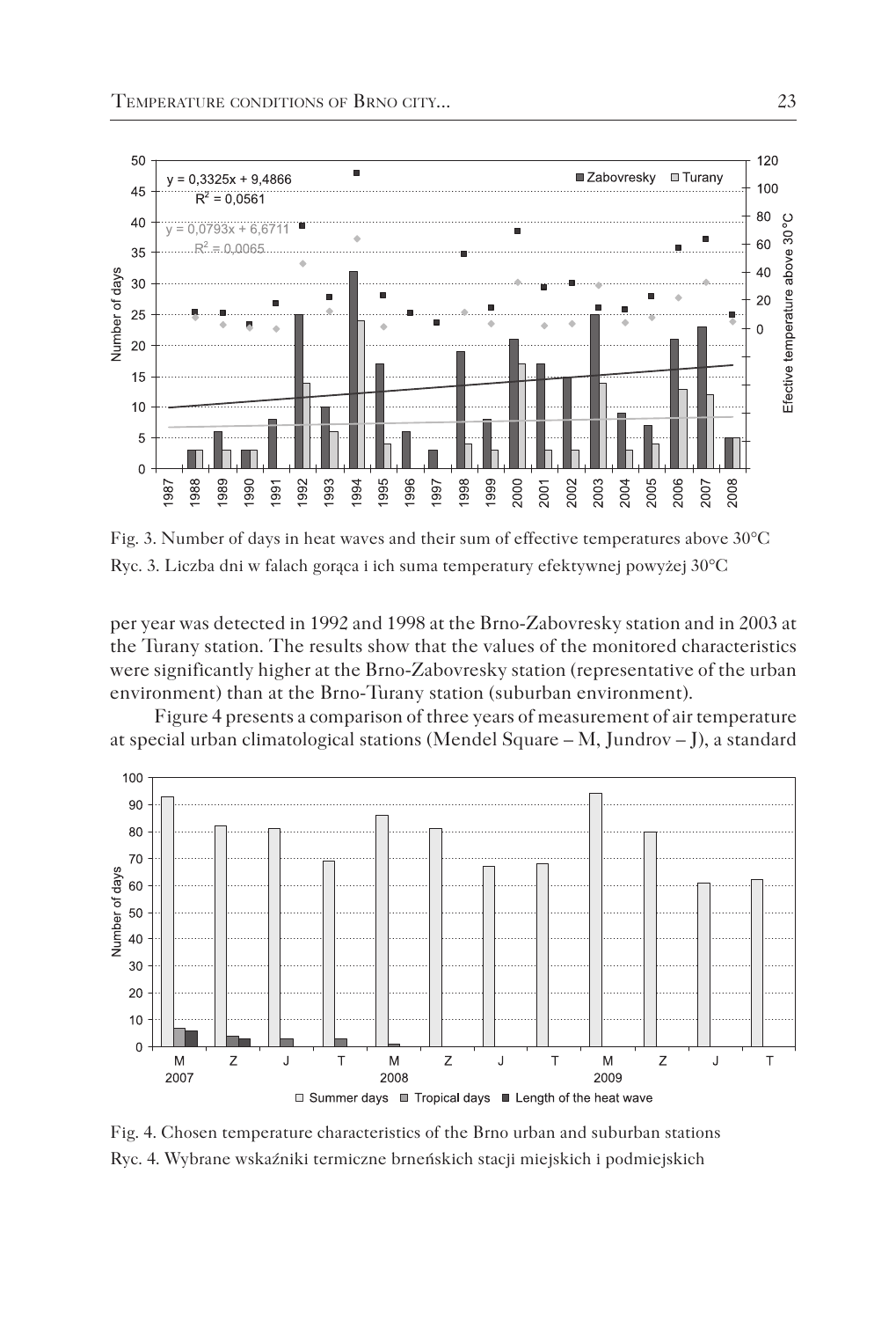Fig. 3. Number of days in heat waves and their sum of effective temperatures above 30°C

Ryc. 3. Liczba dni w falach gorąca i ich suma temperatury efektywnej powyżej 30°C

per year was detected in 1992 and 1998 at the Brno-Zabovresky station and in 2003 at the Turany station. The results show that the values of the monitored characteristics were significantly higher at the Brno-Zabovresky station (representative of the urban environment) than at the Brno-Turany station (suburban environment).

Figure 4 presents a comparison of three years of measurement of air temperature at special urban climatological stations (Mendel Square – M, Jundrov – J), a standard

Fig. 4. Chosen temperature characteristics of the Brno urban and suburban stations

Ryc. 4. Wybrane wskaźniki termiczne brneńskich stacji miejskich i podmiejskich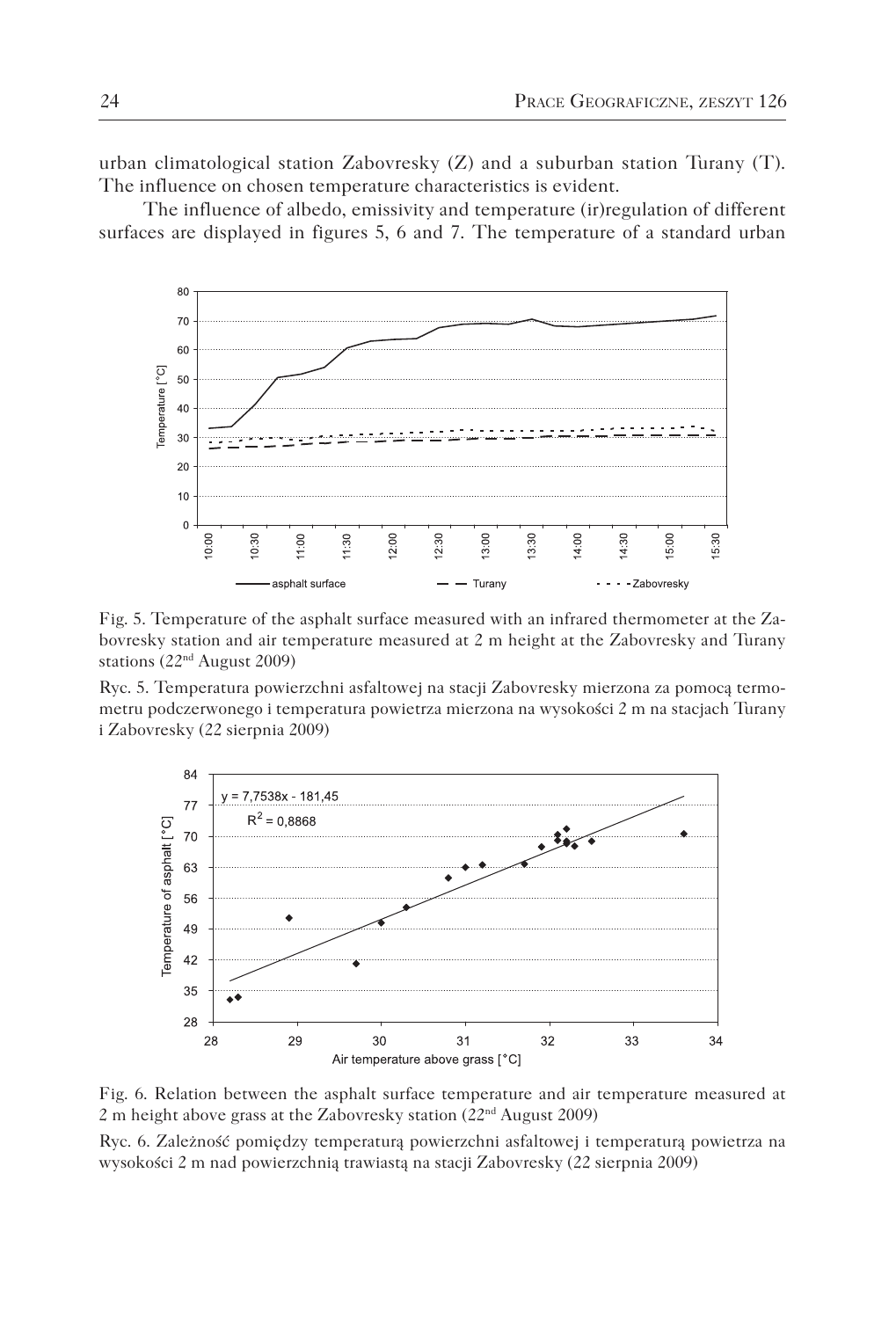urban climatological station Zabovresky (Z) and a suburban station Turany (T). The influence on chosen temperature characteristics is evident.

The influence of albedo, emissivity and temperature (ir)regulation of different surfaces are displayed in figures 5, 6 and 7. The temperature of a standard urban

Fig. 5. Temperature of the asphalt surface measured with an infrared thermometer at the Zabovresky station and air temperature measured at 2 m height at the Zabovresky and Turany stations (22nd August 2009)

Ryc. 5. Temperatura powierzchni asfaltowej na stacji Zabovresky mierzona za pomocą termometru podczerwonego i temperatura powietrza mierzona na wysokości 2 m na stacjach Turany i Zabovresky (22 sierpnia 2009)

Fig. 6. Relation between the asphalt surface temperature and air temperature measured at 2 m height above grass at the Zabovresky station (22nd August 2009)

Ryc. 6. Zależność pomiędzy temperaturą powierzchni asfaltowej i temperaturą powietrza na wysokości 2 m nad powierzchnią trawiastą na stacji Zabovresky (22 sierpnia 2009)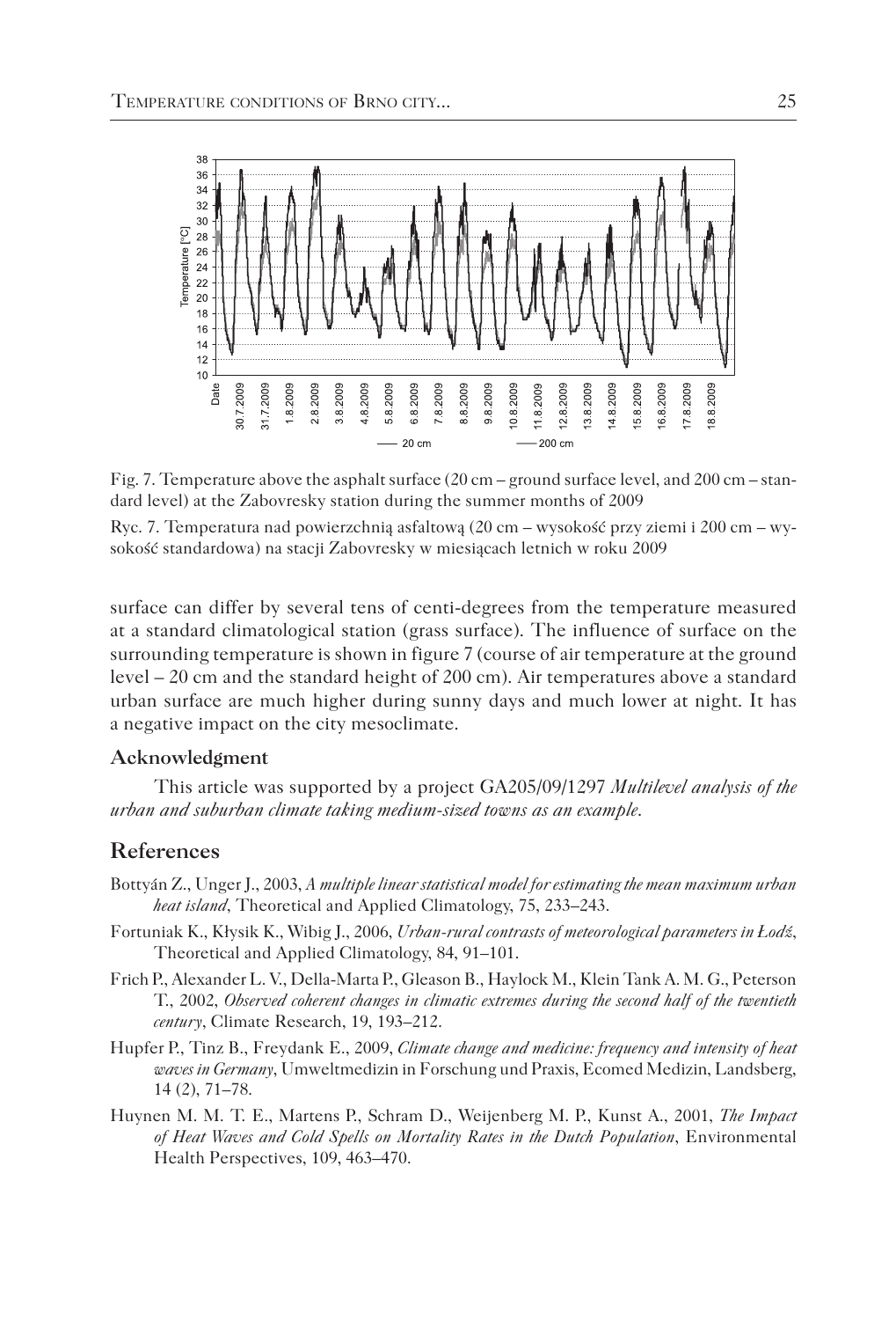Fig. 7. Temperature above the asphalt surface (20 cm – ground surface level, and 200 cm – standard level) at the Zabovresky station during the summer months of 2009

Ryc. 7. Temperatura nad powierzchnią asfaltową (20 cm – wysokość przy ziemi i 200 cm – wysokość standardowa) na stacji Zabovresky w miesiącach letnich w roku 2009

surface can differ by several tens of centi-degrees from the temperature measured at a standard climatological station (grass surface). The influence of surface on the surrounding temperature is shown in figure 7 (course of air temperature at the ground level – 20 cm and the standard height of 200 cm). Air temperatures above a standard urban surface are much higher during sunny days and much lower at night. It has a negative impact on the city mesoclimate.

### Acknowledgment

This article was supported by a project GA205/09/1297 *Multilevel analysis of the urban and suburban climate taking medium-sized towns as an example*.

## References

Bottyán Z., Unger J., 2003, *A multiple linear statistical model for estimating the mean maximum urban heat island*, Theoretical and Applied Climatology, 75, 233–243.

Fortuniak K., Kłysik K., Wibig J., 2006, *Urban-rural contrasts of meteorological parameters in Łodź*, Theoretical and Applied Climatology, 84, 91–101.

Frich P., Alexander L. V., Della-Marta P., Gleason B., Haylock M., Klein Tank A. M. G., Peterson T., 2002, *Observed coherent changes in climatic extremes during the second half of the twentieth century*, Climate Research, 19, 193–212.

Hupfer P., Tinz B., Freydank E., 2009, *Climate change and medicine: frequency and intensity of heat waves in Germany*, Umweltmedizin in Forschung und Praxis, Ecomed Medizin, Landsberg, 14 (2), 71–78.

Huynen M. M. T. E., Martens P., Schram D., Weijenberg M. P., Kunst A., 2001, *The Impact of Heat Waves and Cold Spells on Mortality Rates in the Dutch Population*, Environmental Health Perspectives, 109, 463–470.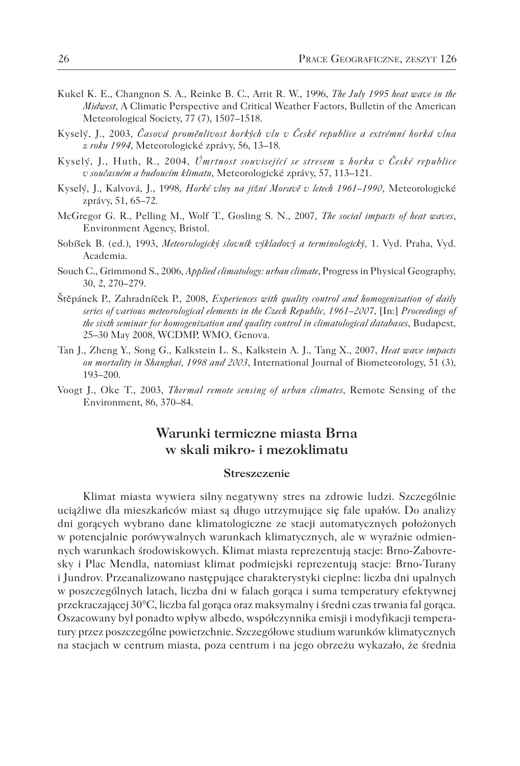Kukel K. E., Changnon S. A., Reinke B. C., Arrit R. W., 1996, *The July 1995 heat wave in the Midwest*, A Climatic Perspective and Critical Weather Factors, Bulletin of the American Meteorological Society, 77 (7), 1507–1518.

Kyselý, J., 2003, *Časová proměnlivost horkých vln v České republice a extrémní horká vlna z roku 1994*, Meteorologické zprávy, 56, 13–18.

Kyselý, J., Huth, R., 2004, *Úmrtnost související se stresem z horka v České republice v současném a budoucím klimatu*, Meteorologické zprávy, 57, 113–121.

Kyselý, J., Kalvová, J., 1998, *Horké vlny na jižní Moravě v letech 1961–1990*, Meteorologické zprávy, 51, 65–72.

McGregor G. R., Pelling M., Wolf T., Gosling S. N., 2007, *The social impacts of heat waves*, Environment Agency, Bristol.

Sobíšek B. (ed.), 1993, *Meteorologický slovník výkladový a terminologický*, 1. Vyd. Praha, Vyd. Academia.

Souch C., Grimmond S., 2006, *Applied climatology: urban climate*, Progress in Physical Geography, 30, 2, 270–279.

Štěpánek P., Zahradníček P., 2008, *Experiences with quality control and homogenization of daily series of various meteorological elements in the Czech Republic, 1961–2007*, [In:] *Proceedings of the sixth seminar for homogenization and quality control in climatological databases*, Budapest, 25–30 May 2008, WCDMP, WMO, Genova.

Tan J., Zheng Y., Song G., Kalkstein L. S., Kalkstein A. J., Tang X., 2007, *Heat wave impacts on mortality in Shanghai, 1998 and 2003*, International Journal of Biometeorology, 51 (3), 193–200.

Voogt J., Oke T., 2003, *Thermal remote sensing of urban climates*, Remote Sensing of the Environment, 86, 370–84.

## Warunki termiczne miasta Brna w skali mikro- i mezoklimatu

### Streszczenie

Klimat miasta wywiera silny negatywny stres na zdrowie ludzi. Szczególnie uciążliwe dla mieszkańców miast są długo utrzymujące się fale upałów. Do analizy dni gorących wybrano dane klimatologiczne ze stacji automatycznych położonych w potencjalnie porówywalnych warunkach klimatycznych, ale w wyraźnie odmiennych warunkach środowiskowych. Klimat miasta reprezentują stacje: Brno-Zabovresky i Plac Mendla, natomiast klimat podmiejski reprezentują stacje: Brno-Turany i Jundrov. Przeanalizowano następujące charakterystyki cieplne: liczba dni upalnych w poszczególnych latach, liczba dni w falach gorąca i suma temperatury efektywnej przekraczającej 30°C, liczba fal gorąca oraz maksymalny i średni czas trwania fal gorąca. Oszacowany był ponadto wpływ albedo, współczynnika emisji i modyfikacji temperatury przez poszczególne powierzchnie. Szczegółowe studium warunków klimatycznych na stacjach w centrum miasta, poza centrum i na jego obrzeżu wykazało, że średnia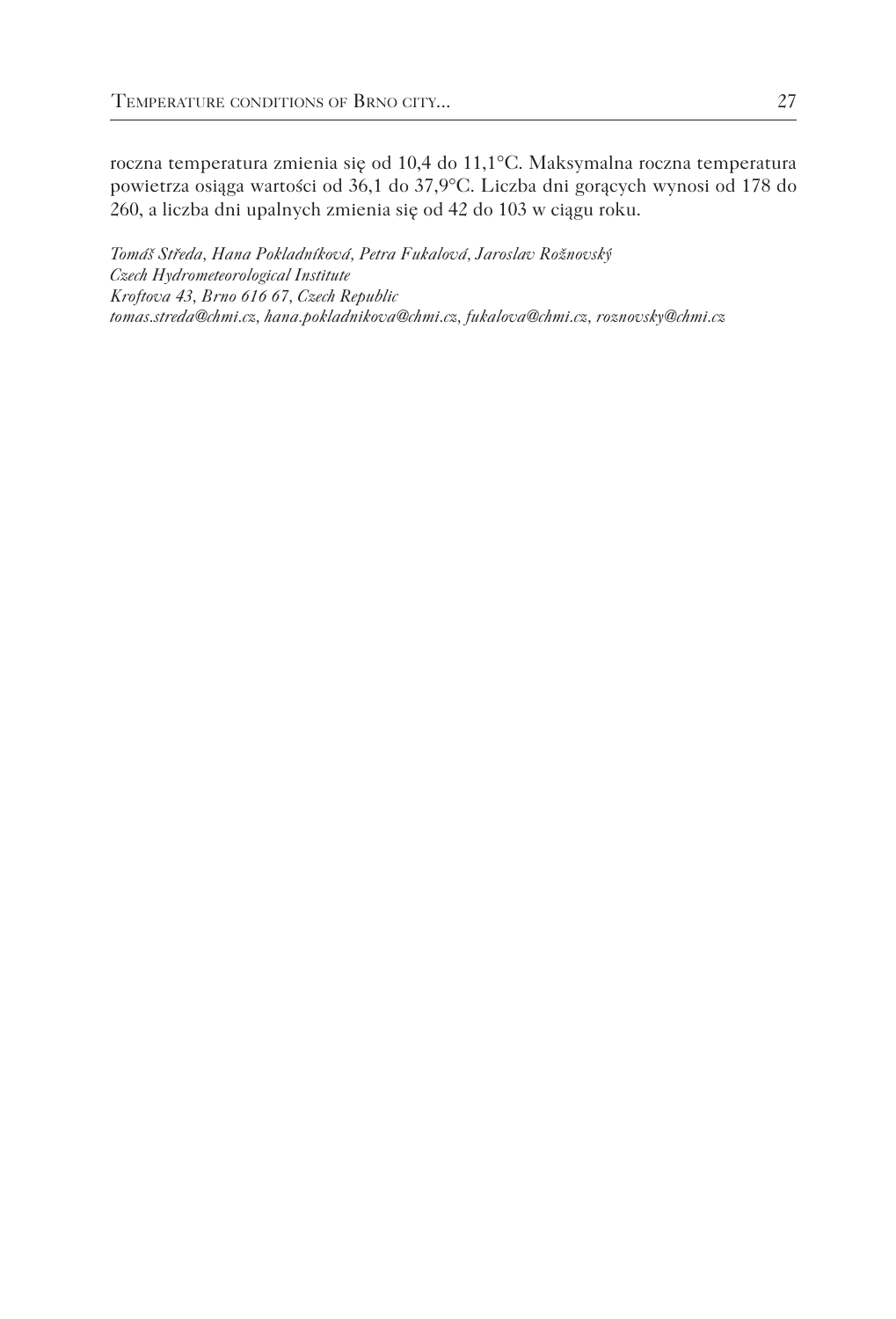roczna temperatura zmienia się od 10,4 do 11,1°C. Maksymalna roczna temperatura powietrza osiąga wartości od 36,1 do 37,9°C. Liczba dni gorących wynosi od 178 do 260, a liczba dni upalnych zmienia się od 42 do 103 w ciągu roku.

*Tomáš Středa, Hana Pokladníková, Petra Fukalová, Jaroslav Rožnovský*
*Czech Hydrometeorological Institute*
*Kroftova 43, Brno 616 67, Czech Republic*
*tomas.streda@chmi.cz, hana.pokladnikova@chmi.cz, fukalova@chmi.cz, roznovsky@chmi.cz*